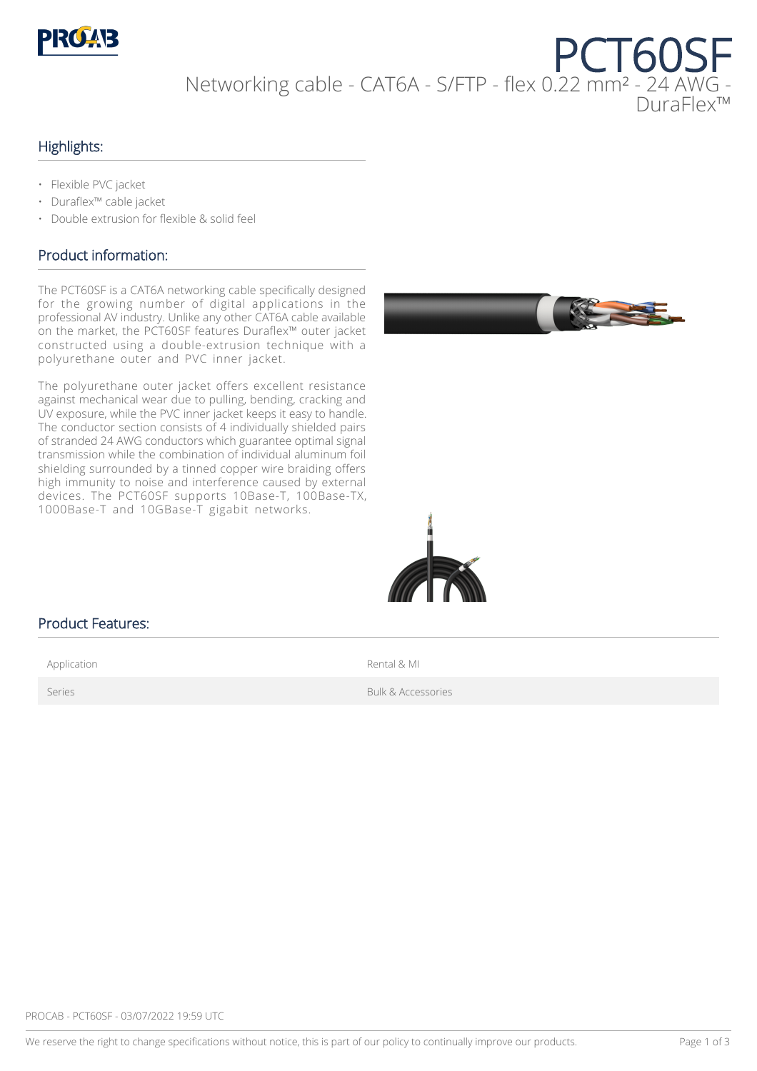# PCT60SF

Networking cable - CAT6A - S/FTP - flex 0.22 mm² - 24 AWG - DuraFlex™

## Highlights:

- Flexible PVC jacket
- Duraflex™ cable jacket
- Double extrusion for flexible & solid feel

## Product information:

The PCT60SF is a CAT6A networking cable specifically designed for the growing number of digital applications in the professional AV industry. Unlike any other CAT6A cable available on the market, the PCT60SF features Duraflex™ outer jacket constructed using a double-extrusion technique with a polyurethane outer and PVC inner jacket.

The polyurethane outer jacket offers excellent resistance against mechanical wear due to pulling, bending, cracking and UV exposure, while the PVC inner jacket keeps it easy to handle. The conductor section consists of 4 individually shielded pairs of stranded 24 AWG conductors which guarantee optimal signal transmission while the combination of individual aluminum foil shielding surrounded by a tinned copper wire braiding offers high immunity to noise and interference caused by external devices. The PCT60SF supports 10Base-T, 100Base-TX, 1000Base-T and 10GBase-T gigabit networks.

## Product Features:

| | |
|---|---|
| Application | Rental & MI |
| Series | Bulk & Accessories |

PROCAB - PCT60SF - 03/07/2022 19:59 UTC

We reserve the right to change specifications without notice, this is part of our policy to continually improve our products.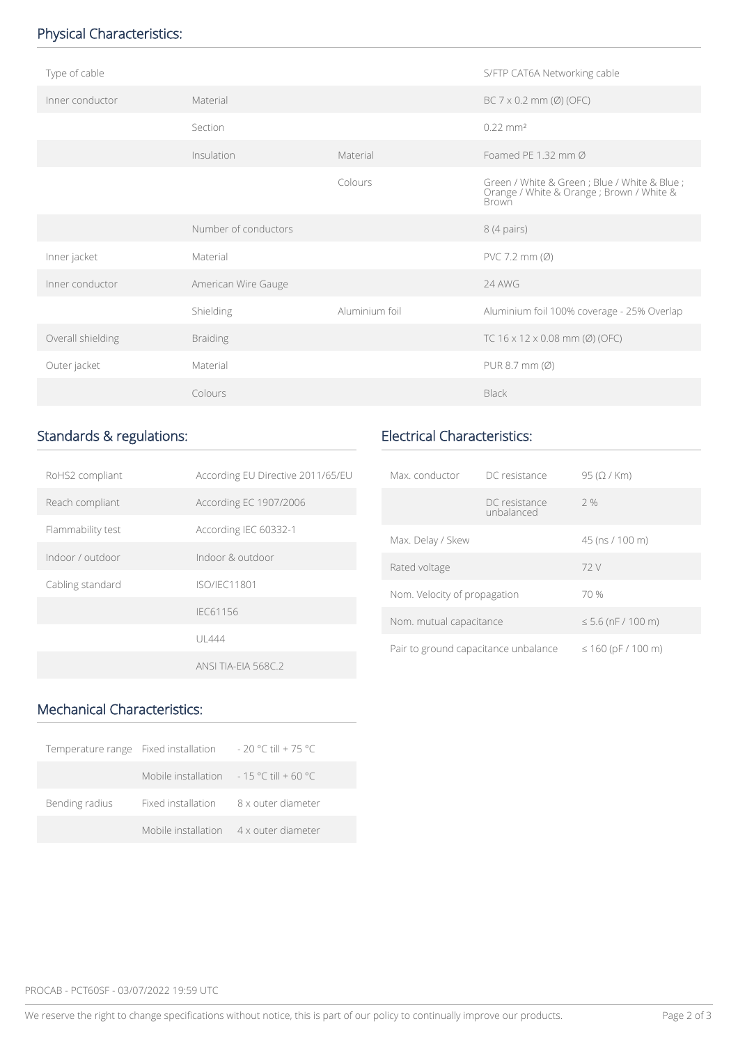## Physical Characteristics:

| | | | |
|---|---|---|---|
| Type of cable | | | S/FTP CAT6A Networking cable |
| Inner conductor | Material | | BC 7 x 0.2 mm (Ø) (OFC) |
| | Section | | 0.22 mm² |
| | Insulation | Material | Foamed PE 1.32 mm Ø |
| | | Colours | Green / White & Green ; Blue / White & Blue ; Orange / White & Orange ; Brown / White & Brown |
| | Number of conductors | | 8 (4 pairs) |
| Inner jacket | Material | | PVC 7.2 mm (Ø) |
| Inner conductor | American Wire Gauge | | 24 AWG |
| | Shielding | Aluminium foil | Aluminium foil 100% coverage - 25% Overlap |
| Overall shielding | Braiding | | TC 16 x 12 x 0.08 mm (Ø) (OFC) |
| Outer jacket | Material | | PUR 8.7 mm (Ø) |
| | Colours | | Black |

## Standards & regulations:

| | |
|---|---|
| RoHS2 compliant | According EU Directive 2011/65/EU |
| Reach compliant | According EC 1907/2006 |
| Flammability test | According IEC 60332-1 |
| Indoor / outdoor | Indoor & outdoor |
| Cabling standard | ISO/IEC11801 |
| | IEC61156 |
| | UL444 |
| | ANSI TIA-EIA 568C.2 |

## Electrical Characteristics:

| | | |
|---|---|---|
| Max. conductor | DC resistance | 95 (Ω / Km) |
| | DC resistance unbalanced | 2 % |
| Max. Delay / Skew | | 45 (ns / 100 m) |
| Rated voltage | | 72 V |
| Nom. Velocity of propagation | | 70 % |
| Nom. mutual capacitance | | ≤ 5.6 (nF / 100 m) |
| Pair to ground capacitance unbalance | | ≤ 160 (pF / 100 m) |

## Mechanical Characteristics:

| | | |
|---|---|---|
| Temperature range | Fixed installation | - 20 °C till + 75 °C |
| | Mobile installation | - 15 °C till + 60 °C |
| Bending radius | Fixed installation | 8 x outer diameter |
| | Mobile installation | 4 x outer diameter |

PROCAB - PCT60SF - 03/07/2022 19:59 UTC

We reserve the right to change specifications without notice, this is part of our policy to continually improve our products.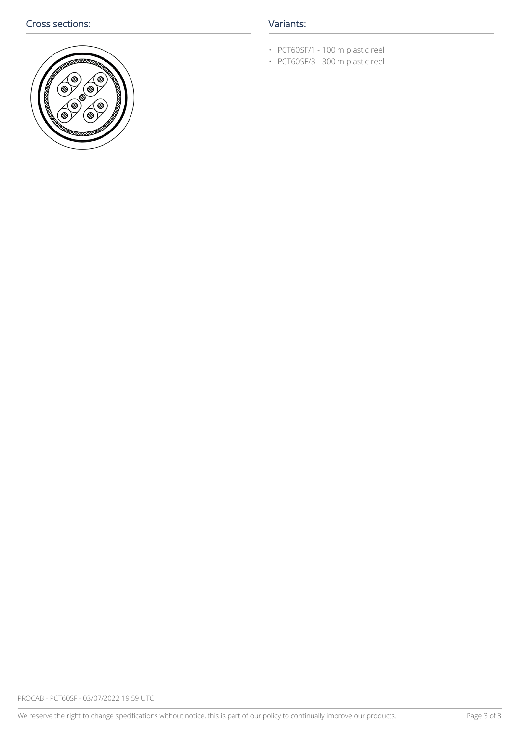## Cross sections:

## Variants:

- PCT60SF/1 - 100 m plastic reel
- PCT60SF/3 - 300 m plastic reel

PROCAB - PCT60SF - 03/07/2022 19:59 UTC

We reserve the right to change specifications without notice, this is part of our policy to continually improve our products.